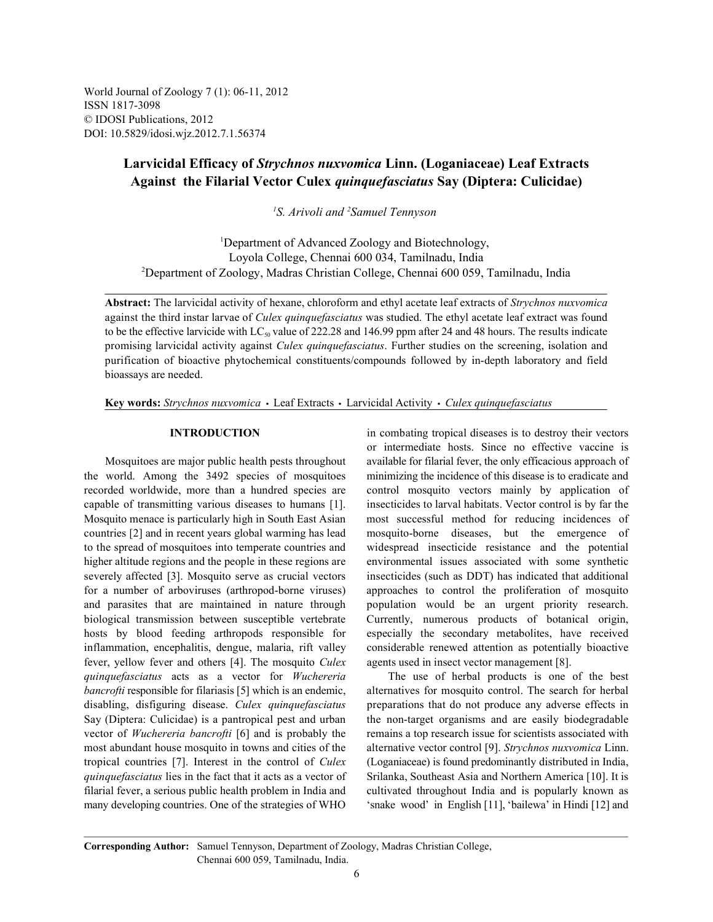World Journal of Zoology 7 (1): 06-11, 2012
ISSN 1817-3098
© IDOSI Publications, 2012
DOI: 10.5829/idosi.wjz.2012.7.1.56374

# Larvicidal Efficacy of *Strychnos nuxvomica* Linn. (Loganiaceae) Leaf Extracts Against the Filarial Vector Culex *quinquefasciatus* Say (Diptera: Culicidae)

*[1]S. Arivoli and [2]Samuel Tennyson*

[1]Department of Advanced Zoology and Biotechnology, Loyola College, Chennai 600 034, Tamilnadu, India
[2]Department of Zoology, Madras Christian College, Chennai 600 059, Tamilnadu, India

**Abstract:** The larvicidal activity of hexane, chloroform and ethyl acetate leaf extracts of *Strychnos nuxvomica* against the third instar larvae of *Culex quinquefasciatus* was studied. The ethyl acetate leaf extract was found to be the effective larvicide with $LC_{50}$ value of 222.28 and 146.99 ppm after 24 and 48 hours. The results indicate promising larvicidal activity against *Culex quinquefasciatus*. Further studies on the screening, isolation and purification of bioactive phytochemical constituents/compounds followed by in-depth laboratory and field bioassays are needed.

**Key words:** *Strychnos nuxvomica* • Leaf Extracts • Larvicidal Activity • *Culex quinquefasciatus*

## INTRODUCTION

Mosquitoes are major public health pests throughout the world. Among the 3492 species of mosquitoes recorded worldwide, more than a hundred species are capable of transmitting various diseases to humans [1]. Mosquito menace is particularly high in South East Asian countries [2] and in recent years global warming has lead to the spread of mosquitoes into temperate countries and higher altitude regions and the people in these regions are severely affected [3]. Mosquito serve as crucial vectors for a number of arboviruses (arthropod-borne viruses) and parasites that are maintained in nature through biological transmission between susceptible vertebrate hosts by blood feeding arthropods responsible for inflammation, encephalitis, dengue, malaria, rift valley fever, yellow fever and others [4]. The mosquito *Culex quinquefasciatus* acts as a vector for *Wuchereria bancrofti* responsible for filariasis [5] which is an endemic, disabling, disfiguring disease. *Culex quinquefasciatus* Say (Diptera: Culicidae) is a pantropical pest and urban vector of *Wuchereria bancrofti* [6] and is probably the most abundant house mosquito in towns and cities of the tropical countries [7]. Interest in the control of *Culex quinquefasciatus* lies in the fact that it acts as a vector of filarial fever, a serious public health problem in India and many developing countries. One of the strategies of WHO in combating tropical diseases is to destroy their vectors or intermediate hosts. Since no effective vaccine is available for filarial fever, the only efficacious approach of minimizing the incidence of this disease is to eradicate and control mosquito vectors mainly by application of insecticides to larval habitats. Vector control is by far the most successful method for reducing incidences of mosquito-borne diseases, but the emergence of widespread insecticide resistance and the potential environmental issues associated with some synthetic insecticides (such as DDT) has indicated that additional approaches to control the proliferation of mosquito population would be an urgent priority research. Currently, numerous products of botanical origin, especially the secondary metabolites, have received considerable renewed attention as potentially bioactive agents used in insect vector management [8].

The use of herbal products is one of the best alternatives for mosquito control. The search for herbal preparations that do not produce any adverse effects in the non-target organisms and are easily biodegradable remains a top research issue for scientists associated with alternative vector control [9]. *Strychnos nuxvomica* Linn. (Loganiaceae) is found predominantly distributed in India, Srilanka, Southeast Asia and Northern America [10]. It is cultivated throughout India and is popularly known as 'snake wood' in English [11], 'bailewa' in Hindi [12] and

**Corresponding Author:** Samuel Tennyson, Department of Zoology, Madras Christian College, Chennai 600 059, Tamilnadu, India.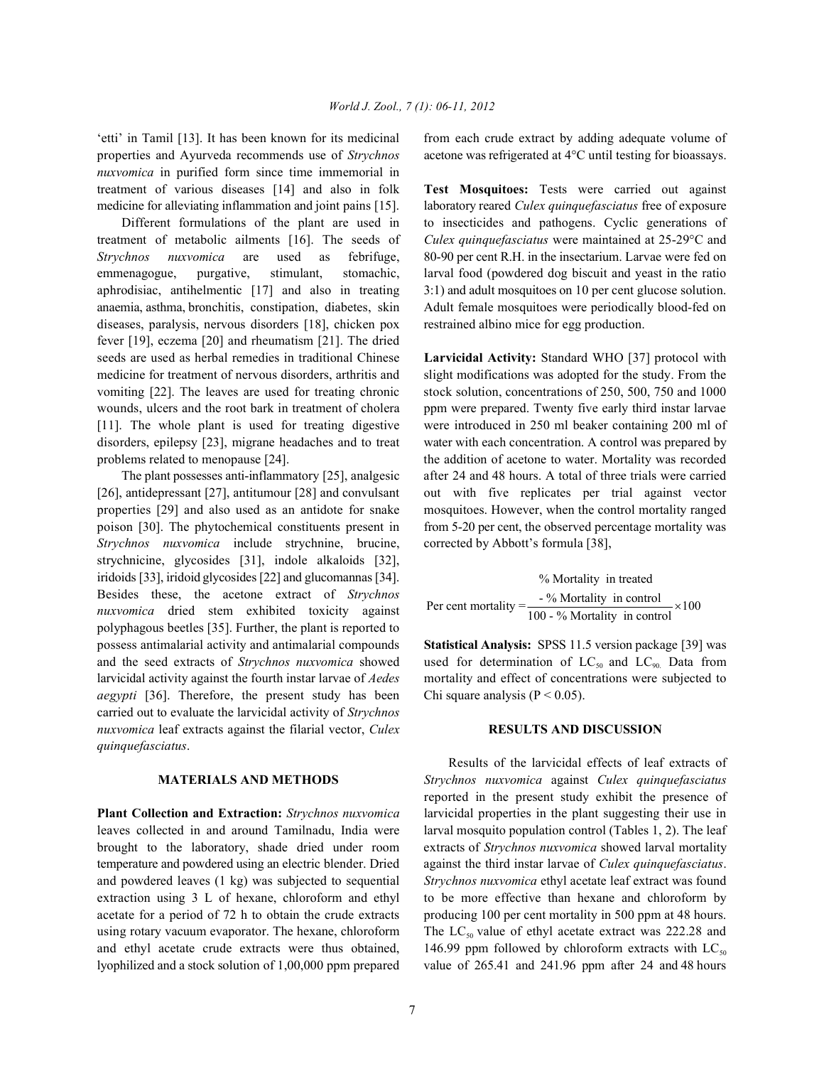'etti' in Tamil [13]. It has been known for its medicinal properties and Ayurveda recommends use of *Strychnos nuxvomica* in purified form since time immemorial in treatment of various diseases [14] and also in folk medicine for alleviating inflammation and joint pains [15].

Different formulations of the plant are used in treatment of metabolic ailments [16]. The seeds of *Strychnos nuxvomica* are used as febrifuge, emmenagogue, purgative, stimulant, stomachic, aphrodisiac, antihelmentic [17] and also in treating anaemia, asthma, bronchitis, constipation, diabetes, skin diseases, paralysis, nervous disorders [18], chicken pox fever [19], eczema [20] and rheumatism [21]. The dried seeds are used as herbal remedies in traditional Chinese medicine for treatment of nervous disorders, arthritis and vomiting [22]. The leaves are used for treating chronic wounds, ulcers and the root bark in treatment of cholera [11]. The whole plant is used for treating digestive disorders, epilepsy [23], migrane headaches and to treat problems related to menopause [24].

The plant possesses anti-inflammatory [25], analgesic [26], antidepressant [27], antitumour [28] and convulsant properties [29] and also used as an antidote for snake poison [30]. The phytochemical constituents present in *Strychnos nuxvomica* include strychnine, brucine, strychnicine, glycosides [31], indole alkaloids [32], iridoids [33], iridoid glycosides [22] and glucomannas [34]. Besides these, the acetone extract of *Strychnos nuxvomica* dried stem exhibited toxicity against polyphagous beetles [35]. Further, the plant is reported to possess antimalarial activity and antimalarial compounds and the seed extracts of *Strychnos nuxvomica* showed larvicidal activity against the fourth instar larvae of *Aedes aegypti* [36]. Therefore, the present study has been carried out to evaluate the larvicidal activity of *Strychnos nuxvomica* leaf extracts against the filarial vector, *Culex quinquefasciatus*.

## MATERIALS AND METHODS

**Plant Collection and Extraction:** *Strychnos nuxvomica* leaves collected in and around Tamilnadu, India were brought to the laboratory, shade dried under room temperature and powdered using an electric blender. Dried and powdered leaves (1 kg) was subjected to sequential extraction using 3 L of hexane, chloroform and ethyl acetate for a period of 72 h to obtain the crude extracts using rotary vacuum evaporator. The hexane, chloroform and ethyl acetate crude extracts were thus obtained, lyophilized and a stock solution of 1,00,000 ppm prepared from each crude extract by adding adequate volume of acetone was refrigerated at 4°C until testing for bioassays.

**Test Mosquitoes:** Tests were carried out against laboratory reared *Culex quinquefasciatus* free of exposure to insecticides and pathogens. Cyclic generations of *Culex quinquefasciatus* were maintained at 25-29°C and 80-90 per cent R.H. in the insectarium. Larvae were fed on larval food (powdered dog biscuit and yeast in the ratio 3:1) and adult mosquitoes on 10 per cent glucose solution. Adult female mosquitoes were periodically blood-fed on restrained albino mice for egg production.

**Larvicidal Activity:** Standard WHO [37] protocol with slight modifications was adopted for the study. From the stock solution, concentrations of 250, 500, 750 and 1000 ppm were prepared. Twenty five early third instar larvae were introduced in 250 ml beaker containing 200 ml of water with each concentration. A control was prepared by the addition of acetone to water. Mortality was recorded after 24 and 48 hours. A total of three trials were carried out with five replicates per trial against vector mosquitoes. However, when the control mortality ranged from 5-20 per cent, the observed percentage mortality was corrected by Abbott's formula [38],

$$\text{Per cent mortality} = \frac{\%\text{ Mortality in treated} - \%\text{ Mortality in control}}{100 - \%\text{ Mortality in control}} \times 100$$

**Statistical Analysis:** SPSS 11.5 version package [39] was used for determination of $LC_{50}$ and $LC_{90}$. Data from mortality and effect of concentrations were subjected to Chi square analysis ($P < 0.05$).

## RESULTS AND DISCUSSION

Results of the larvicidal effects of leaf extracts of *Strychnos nuxvomica* against *Culex quinquefasciatus* reported in the present study exhibit the presence of larvicidal properties in the plant suggesting their use in larval mosquito population control (Tables 1, 2). The leaf extracts of *Strychnos nuxvomica* showed larval mortality against the third instar larvae of *Culex quinquefasciatus*. *Strychnos nuxvomica* ethyl acetate leaf extract was found to be more effective than hexane and chloroform by producing 100 per cent mortality in 500 ppm at 48 hours. The $LC_{50}$ value of ethyl acetate extract was 222.28 and 146.99 ppm followed by chloroform extracts with $LC_{50}$ value of 265.41 and 241.96 ppm after 24 and 48 hours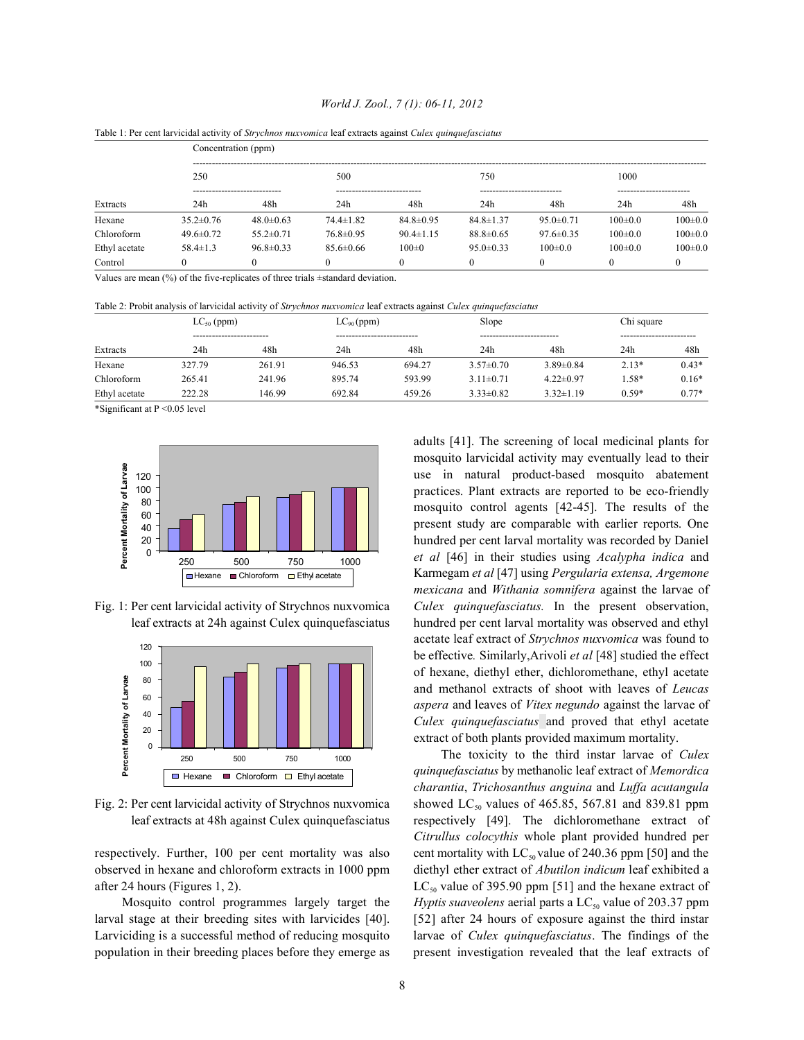Table 1: Per cent larvicidal activity of *Strychnos nuxvomica* leaf extracts against *Culex quinquefasciatus*

| | Concentration (ppm) | | | | | | | |
|---|---|---|---|---|---|---|---|---|
| | 250 | | 500 | | 750 | | 1000 | |
| Extracts | 24h | 48h | 24h | 48h | 24h | 48h | 24h | 48h |
| Hexane | 35.2±0.76 | 48.0±0.63 | 74.4±1.82 | 84.8±0.95 | 84.8±1.37 | 95.0±0.71 | 100±0.0 | 100±0.0 |
| Chloroform | 49.6±0.72 | 55.2±0.71 | 76.8±0.95 | 90.4±1.15 | 88.8±0.65 | 97.6±0.35 | 100±0.0 | 100±0.0 |
| Ethyl acetate | 58.4±1.3 | 96.8±0.33 | 85.6±0.66 | 100±0 | 95.0±0.33 | 100±0.0 | 100±0.0 | 100±0.0 |
| Control | 0 | 0 | 0 | 0 | 0 | 0 | 0 | 0 |

Values are mean (%) of the five-replicates of three trials ±standard deviation.

Table 2: Probit analysis of larvicidal activity of *Strychnos nuxvomica* leaf extracts against *Culex quinquefasciatus*

| | $LC_{50}$ (ppm) | | $LC_{90}$ (ppm) | | Slope | | Chi square | |
|---|---|---|---|---|---|---|---|---|
| Extracts | 24h | 48h | 24h | 48h | 24h | 48h | 24h | 48h |
| Hexane | 327.79 | 261.91 | 946.53 | 694.27 | 3.57±0.70 | 3.89±0.84 | 2.13* | 0.43* |
| Chloroform | 265.41 | 241.96 | 895.74 | 593.99 | 3.11±0.71 | 4.22±0.97 | 1.58* | 0.16* |
| Ethyl acetate | 222.28 | 146.99 | 692.84 | 459.26 | 3.33±0.82 | 3.32±1.19 | 0.59* | 0.77* |

*Significant at P <0.05 level

Fig. 1: Per cent larvicidal activity of Strychnos nuxvomica leaf extracts at 24h against Culex quinquefasciatus

Fig. 2: Per cent larvicidal activity of Strychnos nuxvomica leaf extracts at 48h against Culex quinquefasciatus

respectively. Further, 100 per cent mortality was also observed in hexane and chloroform extracts in 1000 ppm after 24 hours (Figures 1, 2).

Mosquito control programmes largely target the larval stage at their breeding sites with larvicides [40]. Larviciding is a successful method of reducing mosquito population in their breeding places before they emerge as adults [41]. The screening of local medicinal plants for mosquito larvicidal activity may eventually lead to their use in natural product-based mosquito abatement practices. Plant extracts are reported to be eco-friendly mosquito control agents [42-45]. The results of the present study are comparable with earlier reports. One hundred per cent larval mortality was recorded by Daniel *et al* [46] in their studies using *Acalypha indica* and Karmegam *et al* [47] using *Pergularia extensa, Argemone mexicana* and *Withania somnifera* against the larvae of *Culex quinquefasciatus.* In the present observation, hundred per cent larval mortality was observed and ethyl acetate leaf extract of *Strychnos nuxvomica* was found to be effective*.* Similarly,Arivoli *et al* [48] studied the effect of hexane, diethyl ether, dichloromethane, ethyl acetate and methanol extracts of shoot with leaves of *Leucas aspera* and leaves of *Vitex negundo* against the larvae of *Culex quinquefasciatus* and proved that ethyl acetate extract of both plants provided maximum mortality.

The toxicity to the third instar larvae of *Culex quinquefasciatus* by methanolic leaf extract of *Memordica charantia*, *Trichosanthus anguina* and *Luffa acutangula* showed $LC_{50}$ values of 465.85, 567.81 and 839.81 ppm respectively [49]. The dichloromethane extract of *Citrullus colocythis* whole plant provided hundred per cent mortality with $LC_{50}$ value of 240.36 ppm [50] and the diethyl ether extract of *Abutilon indicum* leaf exhibited a $LC_{50}$ value of 395.90 ppm [51] and the hexane extract of *Hyptis suaveolens* aerial parts a $LC_{50}$ value of 203.37 ppm [52] after 24 hours of exposure against the third instar larvae of *Culex quinquefasciatus*. The findings of the present investigation revealed that the leaf extracts of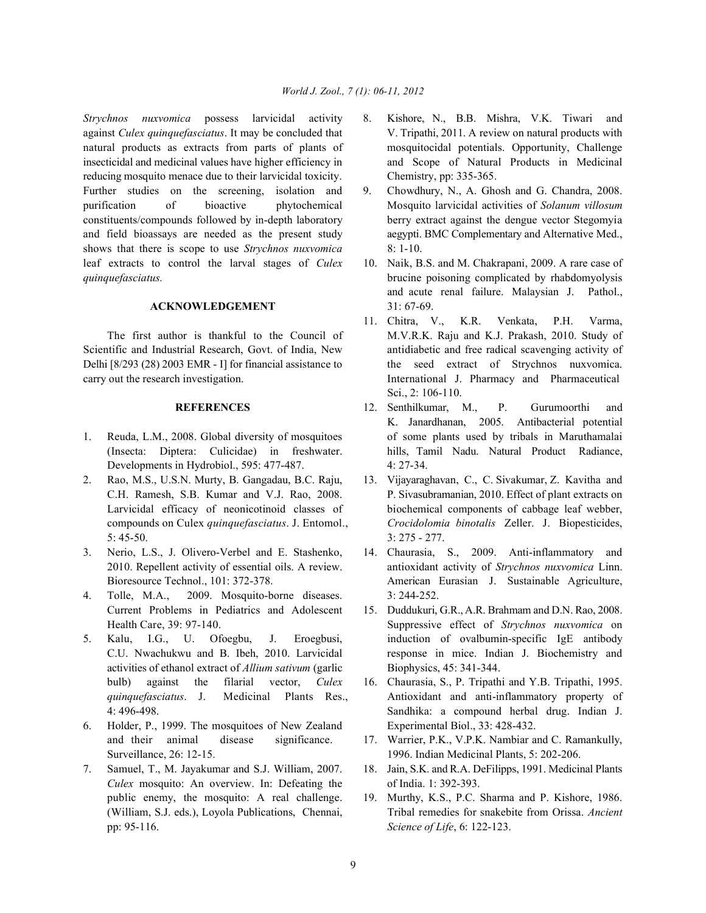*Strychnos nuxvomica* possess larvicidal activity against *Culex quinquefasciatus*. It may be concluded that natural products as extracts from parts of plants of insecticidal and medicinal values have higher efficiency in reducing mosquito menace due to their larvicidal toxicity. Further studies on the screening, isolation and purification of bioactive phytochemical constituents/compounds followed by in-depth laboratory and field bioassays are needed as the present study shows that there is scope to use *Strychnos nuxvomica* leaf extracts to control the larval stages of *Culex quinquefasciatus.*

## ACKNOWLEDGEMENT

The first author is thankful to the Council of Scientific and Industrial Research, Govt. of India, New Delhi [8/293 (28) 2003 EMR - I] for financial assistance to carry out the research investigation.

## REFERENCES

1. Reuda, L.M., 2008. Global diversity of mosquitoes (Insecta: Diptera: Culicidae) in freshwater. Developments in Hydrobiol., 595: 477-487.
2. Rao, M.S., U.S.N. Murty, B. Gangadau, B.C. Raju, C.H. Ramesh, S.B. Kumar and V.J. Rao, 2008. Larvicidal efficacy of neonicotinoid classes of compounds on Culex *quinquefasciatus*. J. Entomol., 5: 45-50.
3. Nerio, L.S., J. Olivero-Verbel and E. Stashenko, 2010. Repellent activity of essential oils. A review. Bioresource Technol., 101: 372-378.
4. Tolle, M.A., 2009. Mosquito-borne diseases. Current Problems in Pediatrics and Adolescent Health Care, 39: 97-140.
5. Kalu, I.G., U. Ofoegbu, J. Eroegbusi, C.U. Nwachukwu and B. Ibeh, 2010. Larvicidal activities of ethanol extract of *Allium sativum* (garlic bulb) against the filarial vector, *Culex quinquefasciatus*. J. Medicinal Plants Res., 4: 496-498.
6. Holder, P., 1999. The mosquitoes of New Zealand and their animal disease significance. Surveillance, 26: 12-15.
7. Samuel, T., M. Jayakumar and S.J. William, 2007. *Culex* mosquito: An overview. In: Defeating the public enemy, the mosquito: A real challenge. (William, S.J. eds.), Loyola Publications, Chennai, pp: 95-116.
8. Kishore, N., B.B. Mishra, V.K. Tiwari and V. Tripathi, 2011. A review on natural products with mosquitocidal potentials. Opportunity, Challenge and Scope of Natural Products in Medicinal Chemistry, pp: 335-365.
9. Chowdhury, N., A. Ghosh and G. Chandra, 2008. Mosquito larvicidal activities of *Solanum villosum* berry extract against the dengue vector Stegomyia aegypti. BMC Complementary and Alternative Med., 8: 1-10.
10. Naik, B.S. and M. Chakrapani, 2009. A rare case of brucine poisoning complicated by rhabdomyolysis and acute renal failure. Malaysian J. Pathol., 31: 67-69.
11. Chitra, V., K.R. Venkata, P.H. Varma, M.V.R.K. Raju and K.J. Prakash, 2010. Study of antidiabetic and free radical scavenging activity of the seed extract of Strychnos nuxvomica. International J. Pharmacy and Pharmaceutical Sci., 2: 106-110.
12. Senthilkumar, M., P. Gurumoorthi and K. Janardhanan, 2005. Antibacterial potential of some plants used by tribals in Maruthamalai hills, Tamil Nadu. Natural Product Radiance, 4: 27-34.
13. Vijayaraghavan, C., C. Sivakumar, Z. Kavitha and P. Sivasubramanian, 2010. Effect of plant extracts on biochemical components of cabbage leaf webber, *Crocidolomia binotalis* Zeller. J. Biopesticides, 3: 275 - 277.
14. Chaurasia, S., 2009. Anti-inflammatory and antioxidant activity of *Strychnos nuxvomica* Linn. American Eurasian J. Sustainable Agriculture, 3: 244-252.
15. Duddukuri, G.R., A.R. Brahmam and D.N. Rao, 2008. Suppressive effect of *Strychnos nuxvomica* on induction of ovalbumin-specific IgE antibody response in mice. Indian J. Biochemistry and Biophysics, 45: 341-344.
16. Chaurasia, S., P. Tripathi and Y.B. Tripathi, 1995. Antioxidant and anti-inflammatory property of Sandhika: a compound herbal drug. Indian J. Experimental Biol., 33: 428-432.
17. Warrier, P.K., V.P.K. Nambiar and C. Ramankully, 1996. Indian Medicinal Plants, 5: 202-206.
18. Jain, S.K. and R.A. DeFilipps, 1991. Medicinal Plants of India. 1: 392-393.
19. Murthy, K.S., P.C. Sharma and P. Kishore, 1986. Tribal remedies for snakebite from Orissa. *Ancient Science of Life*, 6: 122-123.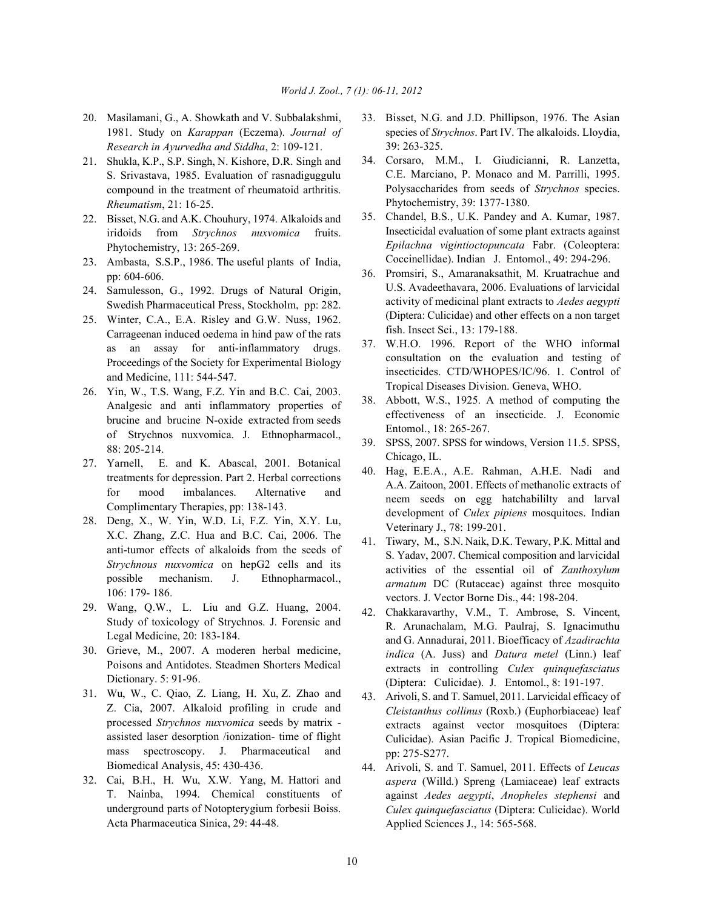20. Masilamani, G., A. Showkath and V. Subbalakshmi, 1981. Study on *Karappan* (Eczema). *Journal of Research in Ayurvedha and Siddha*, 2: 109-121.
21. Shukla, K.P., S.P. Singh, N. Kishore, D.R. Singh and S. Srivastava, 1985. Evaluation of rasnadiguggulu compound in the treatment of rheumatoid arthritis. *Rheumatism*, 21: 16-25.
22. Bisset, N.G. and A.K. Chouhury, 1974. Alkaloids and iridoids from *Strychnos nuxvomica* fruits. Phytochemistry, 13: 265-269.
23. Ambasta, S.S.P., 1986. The useful plants of India, pp: 604-606.
24. Samulesson, G., 1992. Drugs of Natural Origin, Swedish Pharmaceutical Press, Stockholm, pp: 282.
25. Winter, C.A., E.A. Risley and G.W. Nuss, 1962. Carrageenan induced oedema in hind paw of the rats as an assay for anti-inflammatory drugs. Proceedings of the Society for Experimental Biology and Medicine, 111: 544-547.
26. Yin, W., T.S. Wang, F.Z. Yin and B.C. Cai, 2003. Analgesic and anti inflammatory properties of brucine and brucine N-oxide extracted from seeds of Strychnos nuxvomica. J. Ethnopharmacol., 88: 205-214.
27. Yarnell, E. and K. Abascal, 2001. Botanical treatments for depression. Part 2. Herbal corrections for mood imbalances. Alternative and Complimentary Therapies, pp: 138-143.
28. Deng, X., W. Yin, W.D. Li, F.Z. Yin, X.Y. Lu, X.C. Zhang, Z.C. Hua and B.C. Cai, 2006. The anti-tumor effects of alkaloids from the seeds of *Strychnous nuxvomica* on hepG2 cells and its possible mechanism. J. Ethnopharmacol., 106: 179- 186.
29. Wang, Q.W., L. Liu and G.Z. Huang, 2004. Study of toxicology of Strychnos. J. Forensic and Legal Medicine, 20: 183-184.
30. Grieve, M., 2007. A moderen herbal medicine, Poisons and Antidotes. Steadmen Shorters Medical Dictionary. 5: 91-96.
31. Wu, W., C. Qiao, Z. Liang, H. Xu, Z. Zhao and Z. Cia, 2007. Alkaloid profiling in crude and processed *Strychnos nuxvomica* seeds by matrix - assisted laser desorption /ionization- time of flight mass spectroscopy. J. Pharmaceutical and Biomedical Analysis, 45: 430-436.
32. Cai, B.H., H. Wu, X.W. Yang, M. Hattori and T. Nainba, 1994. Chemical constituents of underground parts of Notopterygium forbesii Boiss. Acta Pharmaceutica Sinica, 29: 44-48.
33. Bisset, N.G. and J.D. Phillipson, 1976. The Asian species of *Strychnos*. Part IV. The alkaloids. Lloydia, 39: 263-325.
34. Corsaro, M.M., I. Giudicianni, R. Lanzetta, C.E. Marciano, P. Monaco and M. Parrilli, 1995. Polysaccharides from seeds of *Strychnos* species. Phytochemistry, 39: 1377-1380.
35. Chandel, B.S., U.K. Pandey and A. Kumar, 1987. Insecticidal evaluation of some plant extracts against *Epilachna vigintioctopuncata* Fabr. (Coleoptera: Coccinellidae). Indian J. Entomol., 49: 294-296.
36. Promsiri, S., Amaranaksathit, M. Kruatrachue and U.S. Avadeethavara, 2006. Evaluations of larvicidal activity of medicinal plant extracts to *Aedes aegypti* (Diptera: Culicidae) and other effects on a non target fish. Insect Sci., 13: 179-188.
37. W.H.O. 1996. Report of the WHO informal consultation on the evaluation and testing of insecticides. CTD/WHOPES/IC/96. 1. Control of Tropical Diseases Division. Geneva, WHO.
38. Abbott, W.S., 1925. A method of computing the effectiveness of an insecticide. J. Economic Entomol., 18: 265-267.
39. SPSS, 2007. SPSS for windows, Version 11.5. SPSS, Chicago, IL.
40. Hag, E.E.A., A.E. Rahman, A.H.E. Nadi and A.A. Zaitoon, 2001. Effects of methanolic extracts of neem seeds on egg hatchabililty and larval development of *Culex pipiens* mosquitoes. Indian Veterinary J., 78: 199-201.
41. Tiwary, M., S.N. Naik, D.K. Tewary, P.K. Mittal and S. Yadav, 2007. Chemical composition and larvicidal activities of the essential oil of *Zanthoxylum armatum* DC (Rutaceae) against three mosquito vectors. J. Vector Borne Dis., 44: 198-204.
42. Chakkaravarthy, V.M., T. Ambrose, S. Vincent, R. Arunachalam, M.G. Paulraj, S. Ignacimuthu and G. Annadurai, 2011. Bioefficacy of *Azadirachta indica* (A. Juss) and *Datura metel* (Linn.) leaf extracts in controlling *Culex quinquefasciatus* (Diptera: Culicidae). J. Entomol., 8: 191-197.
43. Arivoli, S. and T. Samuel, 2011. Larvicidal efficacy of *Cleistanthus collinus* (Roxb.) (Euphorbiaceae) leaf extracts against vector mosquitoes (Diptera: Culicidae). Asian Pacific J. Tropical Biomedicine, pp: 275-S277.
44. Arivoli, S. and T. Samuel, 2011. Effects of *Leucas aspera* (Willd.) Spreng (Lamiaceae) leaf extracts against *Aedes aegypti*, *Anopheles stephensi* and *Culex quinquefasciatus* (Diptera: Culicidae). World Applied Sciences J., 14: 565-568.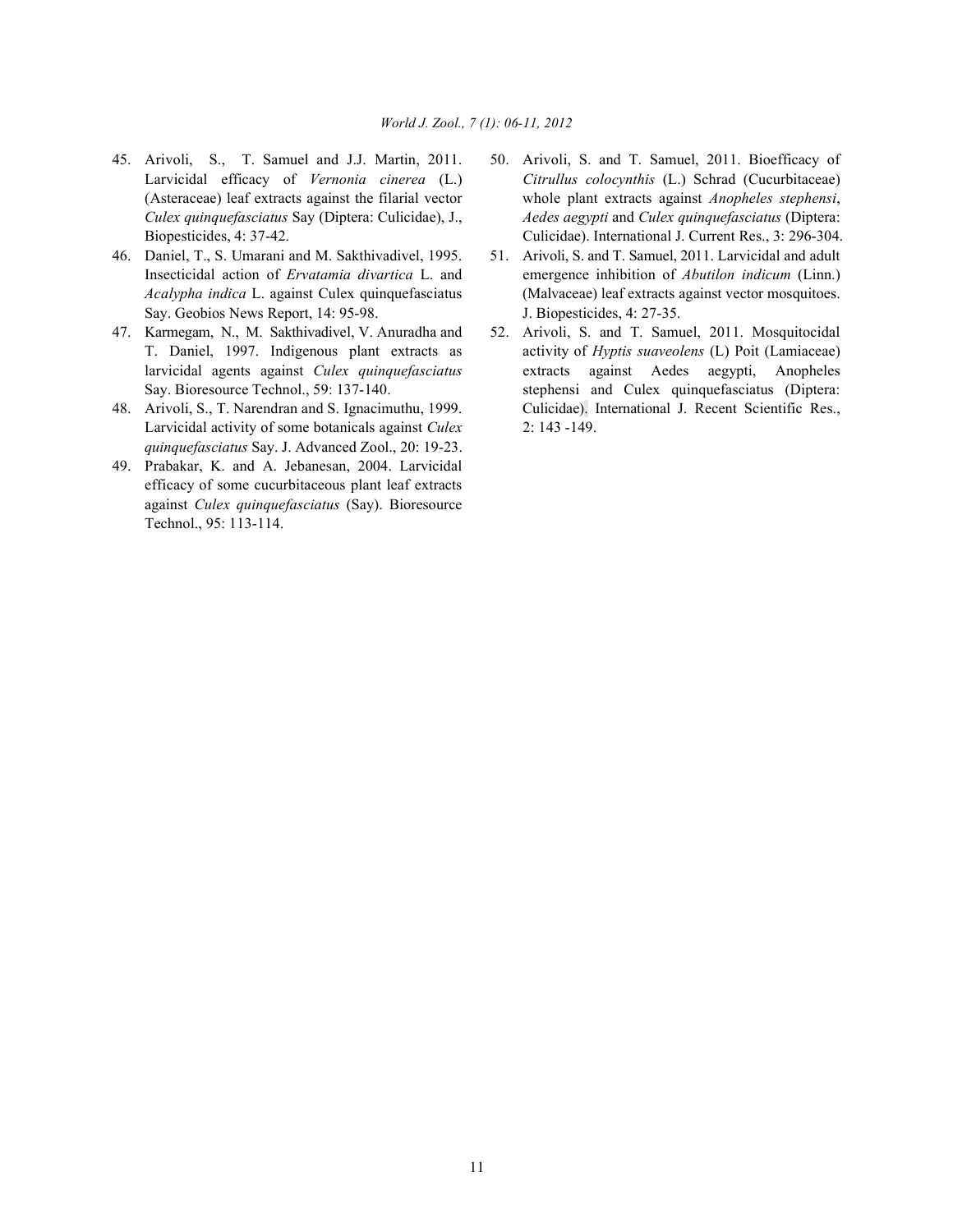45. Arivoli, S., T. Samuel and J.J. Martin, 2011. Larvicidal efficacy of *Vernonia cinerea* (L.) (Asteraceae) leaf extracts against the filarial vector *Culex quinquefasciatus* Say (Diptera: Culicidae), J., Biopesticides, 4: 37-42.
46. Daniel, T., S. Umarani and M. Sakthivadivel, 1995. Insecticidal action of *Ervatamia divartica* L. and *Acalypha indica* L. against Culex quinquefasciatus Say. Geobios News Report, 14: 95-98.
47. Karmegam, N., M. Sakthivadivel, V. Anuradha and T. Daniel, 1997. Indigenous plant extracts as larvicidal agents against *Culex quinquefasciatus* Say. Bioresource Technol., 59: 137-140.
48. Arivoli, S., T. Narendran and S. Ignacimuthu, 1999. Larvicidal activity of some botanicals against *Culex quinquefasciatus* Say. J. Advanced Zool., 20: 19-23.
49. Prabakar, K. and A. Jebanesan, 2004. Larvicidal efficacy of some cucurbitaceous plant leaf extracts against *Culex quinquefasciatus* (Say). Bioresource Technol., 95: 113-114.
50. Arivoli, S. and T. Samuel, 2011. Bioefficacy of *Citrullus colocynthis* (L.) Schrad (Cucurbitaceae) whole plant extracts against *Anopheles stephensi*, *Aedes aegypti* and *Culex quinquefasciatus* (Diptera: Culicidae). International J. Current Res., 3: 296-304.
51. Arivoli, S. and T. Samuel, 2011. Larvicidal and adult emergence inhibition of *Abutilon indicum* (Linn.) (Malvaceae) leaf extracts against vector mosquitoes. J. Biopesticides, 4: 27-35.
52. Arivoli, S. and T. Samuel, 2011. Mosquitocidal activity of *Hyptis suaveolens* (L) Poit (Lamiaceae) extracts against Aedes aegypti, Anopheles stephensi and Culex quinquefasciatus (Diptera: Culicidae). International J. Recent Scientific Res., 2: 143 -149.